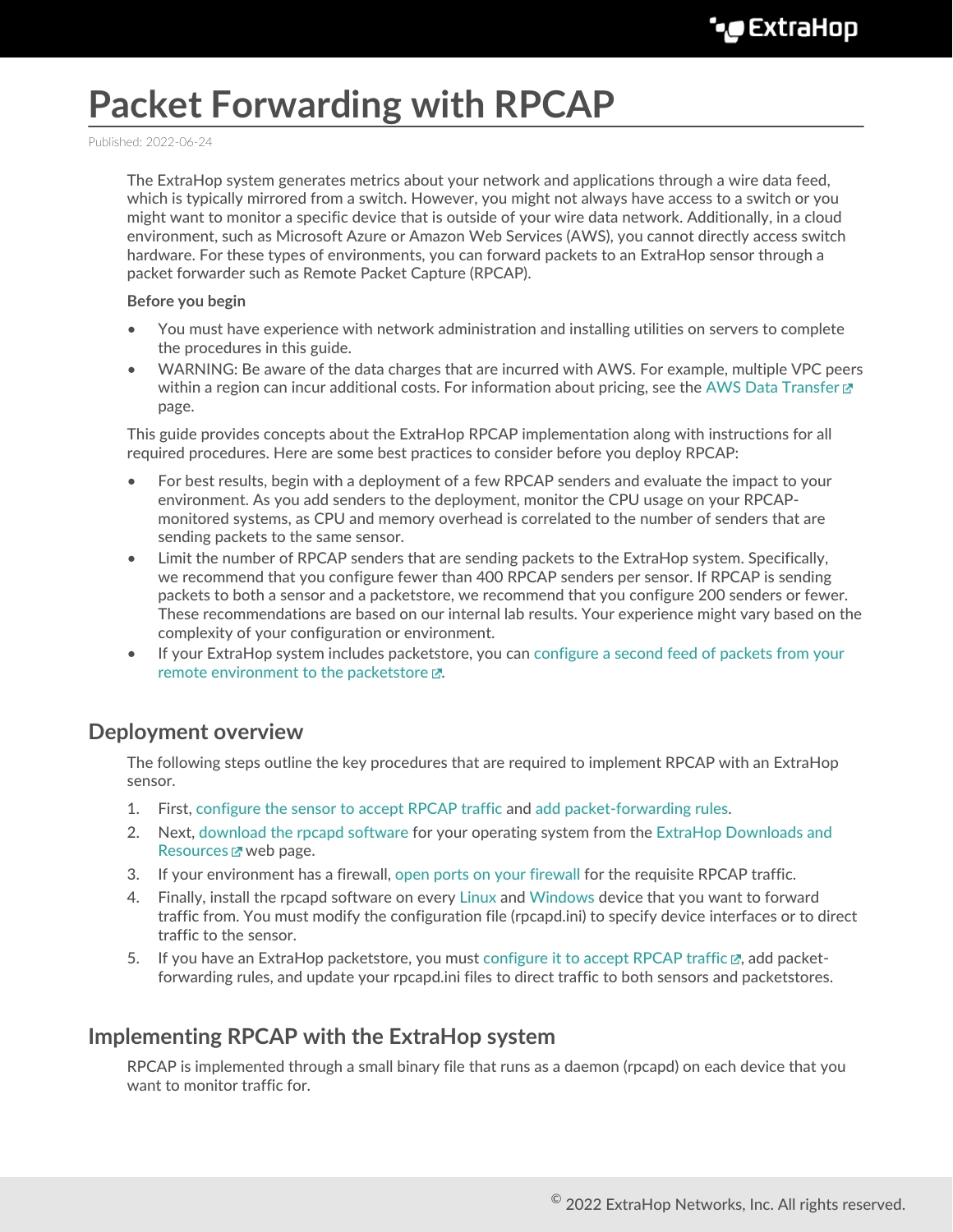# Packet Forwarding with RPCAP

Published: 2022-06-24

The ExtraHop system generates metrics about your network and applications through a wire data feed, which is typically mirrored from a switch. However, you might not always have access to a switch or you might want to monitor a specific device that is outside of your wire data network. Additionally, in a cloud environment, such as Microsoft Azure or Amazon Web Services (AWS), you cannot directly access switch hardware. For these types of environments, you can forward packets to an ExtraHop sensor through a packet forwarder such as Remote Packet Capture (RPCAP).

**Before you begin**

- You must have experience with network administration and installing utilities on servers to complete the procedures in this guide.
- WARNING: Be aware of the data charges that are incurred with AWS. For example, multiple VPC peers within a region can incur additional costs. For information about pricing, see the AWS Data Transfer page.

This guide provides concepts about the ExtraHop RPCAP implementation along with instructions for all required procedures. Here are some best practices to consider before you deploy RPCAP:

- For best results, begin with a deployment of a few RPCAP senders and evaluate the impact to your environment. As you add senders to the deployment, monitor the CPU usage on your RPCAP-monitored systems, as CPU and memory overhead is correlated to the number of senders that are sending packets to the same sensor.
- Limit the number of RPCAP senders that are sending packets to the ExtraHop system. Specifically, we recommend that you configure fewer than 400 RPCAP senders per sensor. If RPCAP is sending packets to both a sensor and a packetstore, we recommend that you configure 200 senders or fewer. These recommendations are based on our internal lab results. Your experience might vary based on the complexity of your configuration or environment.
- If your ExtraHop system includes packetstore, you can configure a second feed of packets from your remote environment to the packetstore.

## Deployment overview

The following steps outline the key procedures that are required to implement RPCAP with an ExtraHop sensor.

1. First, configure the sensor to accept RPCAP traffic and add packet-forwarding rules.
2. Next, download the rpcapd software for your operating system from the ExtraHop Downloads and Resources web page.
3. If your environment has a firewall, open ports on your firewall for the requisite RPCAP traffic.
4. Finally, install the rpcapd software on every Linux and Windows device that you want to forward traffic from. You must modify the configuration file (rpcapd.ini) to specify device interfaces or to direct traffic to the sensor.
5. If you have an ExtraHop packetstore, you must configure it to accept RPCAP traffic, add packet-forwarding rules, and update your rpcapd.ini files to direct traffic to both sensors and packetstores.

## Implementing RPCAP with the ExtraHop system

RPCAP is implemented through a small binary file that runs as a daemon (rpcapd) on each device that you want to monitor traffic for.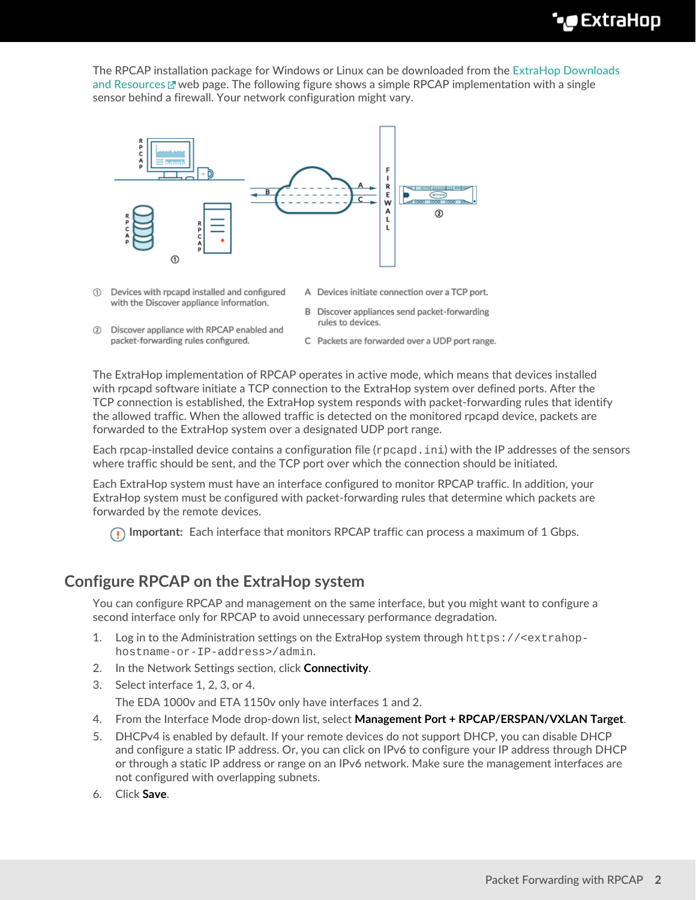The RPCAP installation package for Windows or Linux can be downloaded from the ExtraHop Downloads and Resources web page. The following figure shows a simple RPCAP implementation with a single sensor behind a firewall. Your network configuration might vary.

① Devices with rpcapd installed and configured with the Discover appliance information.

② Discover appliance with RPCAP enabled and packet-forwarding rules configured.

A Devices initiate connection over a TCP port.

B Discover appliances send packet-forwarding rules to devices.

C Packets are forwarded over a UDP port range.

The ExtraHop implementation of RPCAP operates in active mode, which means that devices installed with rpcapd software initiate a TCP connection to the ExtraHop system over defined ports. After the TCP connection is established, the ExtraHop system responds with packet-forwarding rules that identify the allowed traffic. When the allowed traffic is detected on the monitored rpcapd device, packets are forwarded to the ExtraHop system over a designated UDP port range.

Each rpcap-installed device contains a configuration file (`rpcapd.ini`) with the IP addresses of the sensors where traffic should be sent, and the TCP port over which the connection should be initiated.

Each ExtraHop system must have an interface configured to monitor RPCAP traffic. In addition, your ExtraHop system must be configured with packet-forwarding rules that determine which packets are forwarded by the remote devices.

**Important:** Each interface that monitors RPCAP traffic can process a maximum of 1 Gbps.

## Configure RPCAP on the ExtraHop system

You can configure RPCAP and management on the same interface, but you might want to configure a second interface only for RPCAP to avoid unnecessary performance degradation.

1. Log in to the Administration settings on the ExtraHop system through `https://<extrahop-hostname-or-IP-address>/admin`.
2. In the Network Settings section, click **Connectivity**.
3. Select interface 1, 2, 3, or 4.

   The EDA 1000v and ETA 1150v only have interfaces 1 and 2.
4. From the Interface Mode drop-down list, select **Management Port + RPCAP/ERSPAN/VXLAN Target**.
5. DHCPv4 is enabled by default. If your remote devices do not support DHCP, you can disable DHCP and configure a static IP address. Or, you can click on IPv6 to configure your IP address through DHCP or through a static IP address or range on an IPv6 network. Make sure the management interfaces are not configured with overlapping subnets.
6. Click **Save**.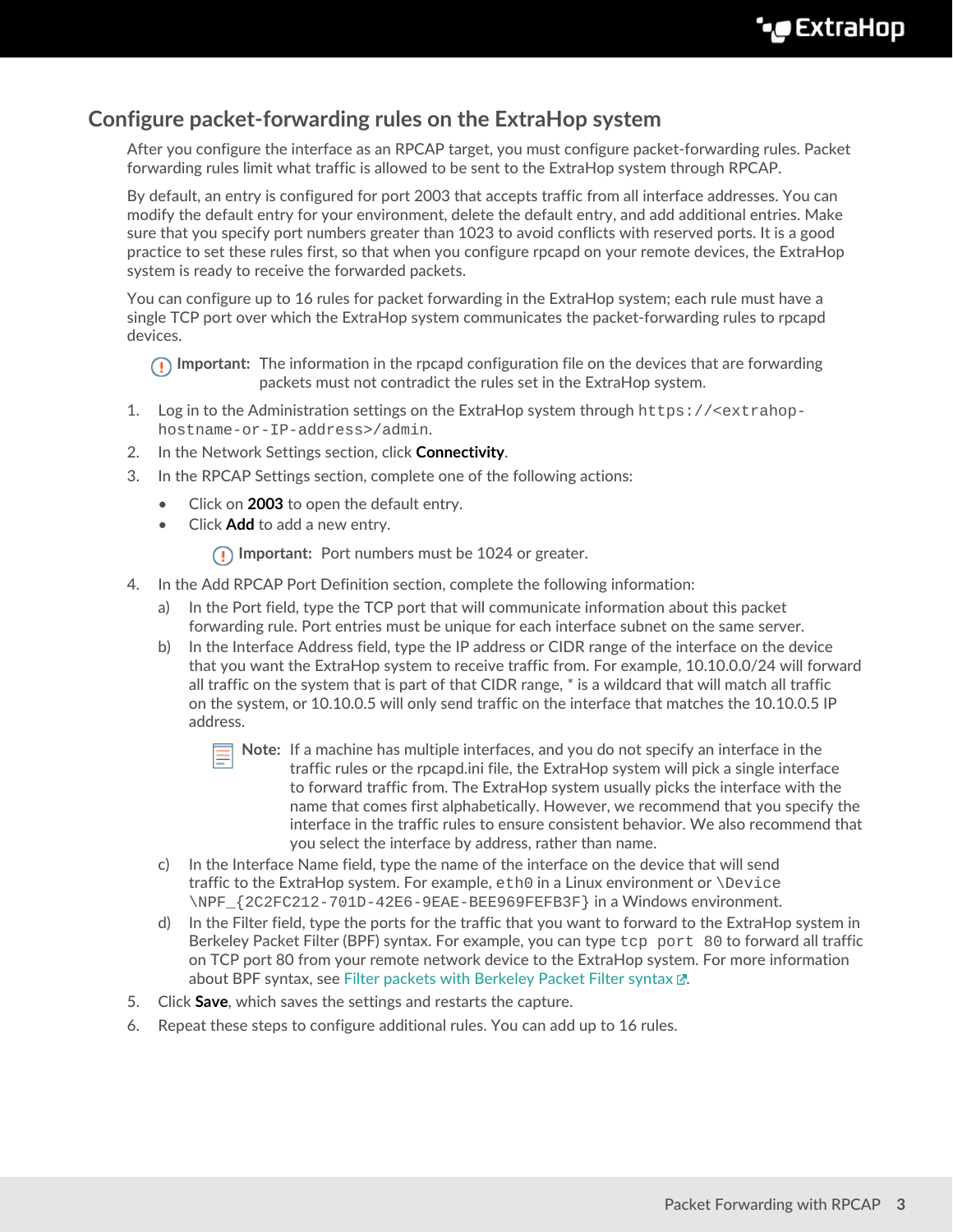## Configure packet-forwarding rules on the ExtraHop system

After you configure the interface as an RPCAP target, you must configure packet-forwarding rules. Packet forwarding rules limit what traffic is allowed to be sent to the ExtraHop system through RPCAP.

By default, an entry is configured for port 2003 that accepts traffic from all interface addresses. You can modify the default entry for your environment, delete the default entry, and add additional entries. Make sure that you specify port numbers greater than 1023 to avoid conflicts with reserved ports. It is a good practice to set these rules first, so that when you configure rpcapd on your remote devices, the ExtraHop system is ready to receive the forwarded packets.

You can configure up to 16 rules for packet forwarding in the ExtraHop system; each rule must have a single TCP port over which the ExtraHop system communicates the packet-forwarding rules to rpcapd devices.

> **Important:** The information in the rpcapd configuration file on the devices that are forwarding packets must not contradict the rules set in the ExtraHop system.

1. Log in to the Administration settings on the ExtraHop system through `https://<extrahop-hostname-or-IP-address>/admin`.
2. In the Network Settings section, click **Connectivity**.
3. In the RPCAP Settings section, complete one of the following actions:
   - Click on **2003** to open the default entry.
   - Click **Add** to add a new entry.

     > **Important:** Port numbers must be 1024 or greater.
4. In the Add RPCAP Port Definition section, complete the following information:
   a) In the Port field, type the TCP port that will communicate information about this packet forwarding rule. Port entries must be unique for each interface subnet on the same server.
   b) In the Interface Address field, type the IP address or CIDR range of the interface on the device that you want the ExtraHop system to receive traffic from. For example, 10.10.0.0/24 will forward all traffic on the system that is part of that CIDR range, * is a wildcard that will match all traffic on the system, or 10.10.0.5 will only send traffic on the interface that matches the 10.10.0.5 IP address.

      > **Note:** If a machine has multiple interfaces, and you do not specify an interface in the traffic rules or the rpcapd.ini file, the ExtraHop system will pick a single interface to forward traffic from. The ExtraHop system usually picks the interface with the name that comes first alphabetically. However, we recommend that you specify the interface in the traffic rules to ensure consistent behavior. We also recommend that you select the interface by address, rather than name.

   c) In the Interface Name field, type the name of the interface on the device that will send traffic to the ExtraHop system. For example, `eth0` in a Linux environment or `\Device\NPF_{2C2FC212-701D-42E6-9EAE-BEE969FEFB3F}` in a Windows environment.
   d) In the Filter field, type the ports for the traffic that you want to forward to the ExtraHop system in Berkeley Packet Filter (BPF) syntax. For example, you can type `tcp port 80` to forward all traffic on TCP port 80 from your remote network device to the ExtraHop system. For more information about BPF syntax, see Filter packets with Berkeley Packet Filter syntax.
5. Click **Save**, which saves the settings and restarts the capture.
6. Repeat these steps to configure additional rules. You can add up to 16 rules.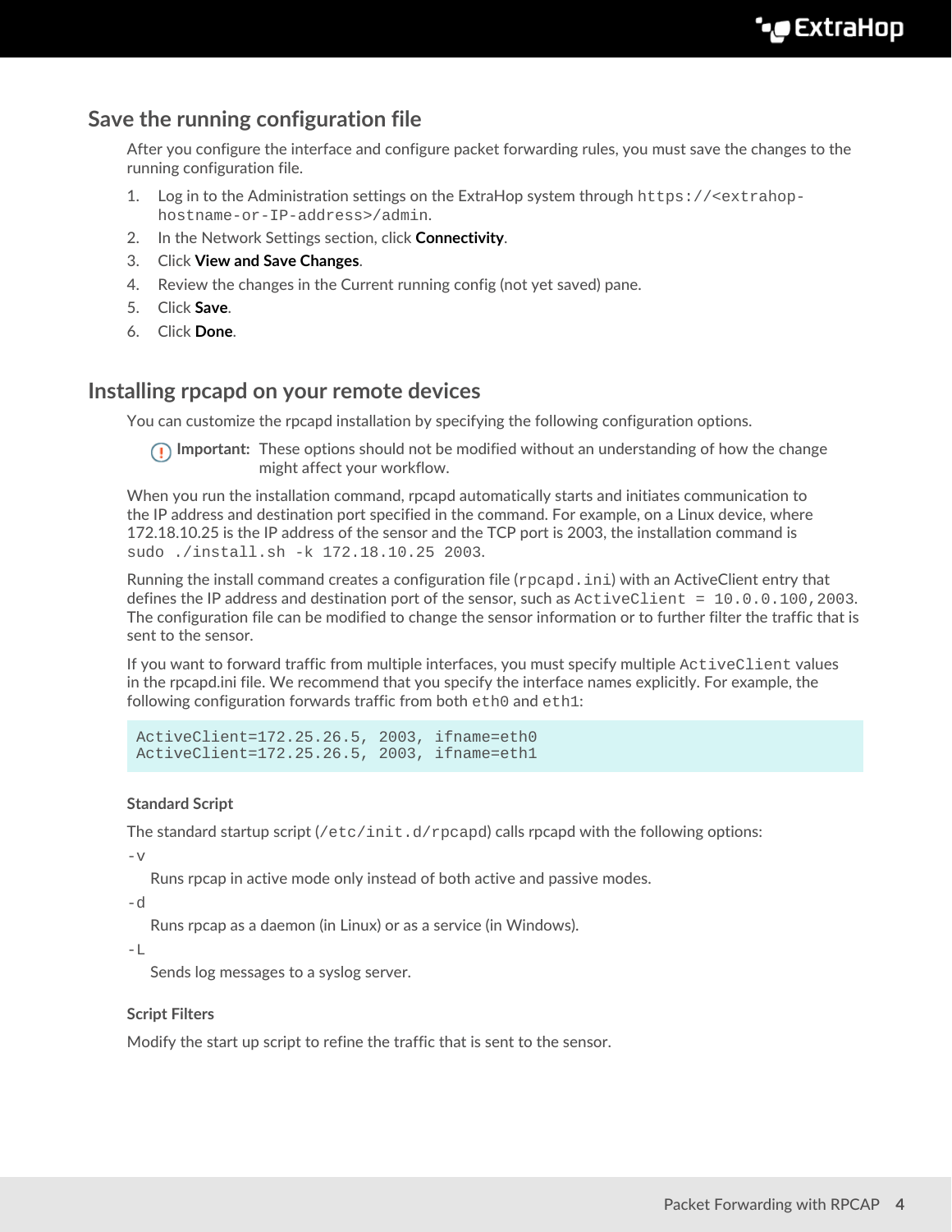## Save the running configuration file

After you configure the interface and configure packet forwarding rules, you must save the changes to the running configuration file.

1. Log in to the Administration settings on the ExtraHop system through `https://<extrahop-hostname-or-IP-address>/admin`.
2. In the Network Settings section, click **Connectivity**.
3. Click **View and Save Changes**.
4. Review the changes in the Current running config (not yet saved) pane.
5. Click **Save**.
6. Click **Done**.

## Installing rpcapd on your remote devices

You can customize the rpcapd installation by specifying the following configuration options.

> **Important:** These options should not be modified without an understanding of how the change might affect your workflow.

When you run the installation command, rpcapd automatically starts and initiates communication to the IP address and destination port specified in the command. For example, on a Linux device, where 172.18.10.25 is the IP address of the sensor and the TCP port is 2003, the installation command is `sudo ./install.sh -k 172.18.10.25 2003`.

Running the install command creates a configuration file (`rpcapd.ini`) with an ActiveClient entry that defines the IP address and destination port of the sensor, such as `ActiveClient = 10.0.0.100,2003`. The configuration file can be modified to change the sensor information or to further filter the traffic that is sent to the sensor.

If you want to forward traffic from multiple interfaces, you must specify multiple `ActiveClient` values in the rpcapd.ini file. We recommend that you specify the interface names explicitly. For example, the following configuration forwards traffic from both `eth0` and `eth1`:

```
ActiveClient=172.25.26.5, 2003, ifname=eth0
ActiveClient=172.25.26.5, 2003, ifname=eth1
```

#### Standard Script

The standard startup script (`/etc/init.d/rpcapd`) calls rpcapd with the following options:

`-v`
: Runs rpcap in active mode only instead of both active and passive modes.

`-d`
: Runs rpcap as a daemon (in Linux) or as a service (in Windows).

`-L`
: Sends log messages to a syslog server.

#### Script Filters

Modify the start up script to refine the traffic that is sent to the sensor.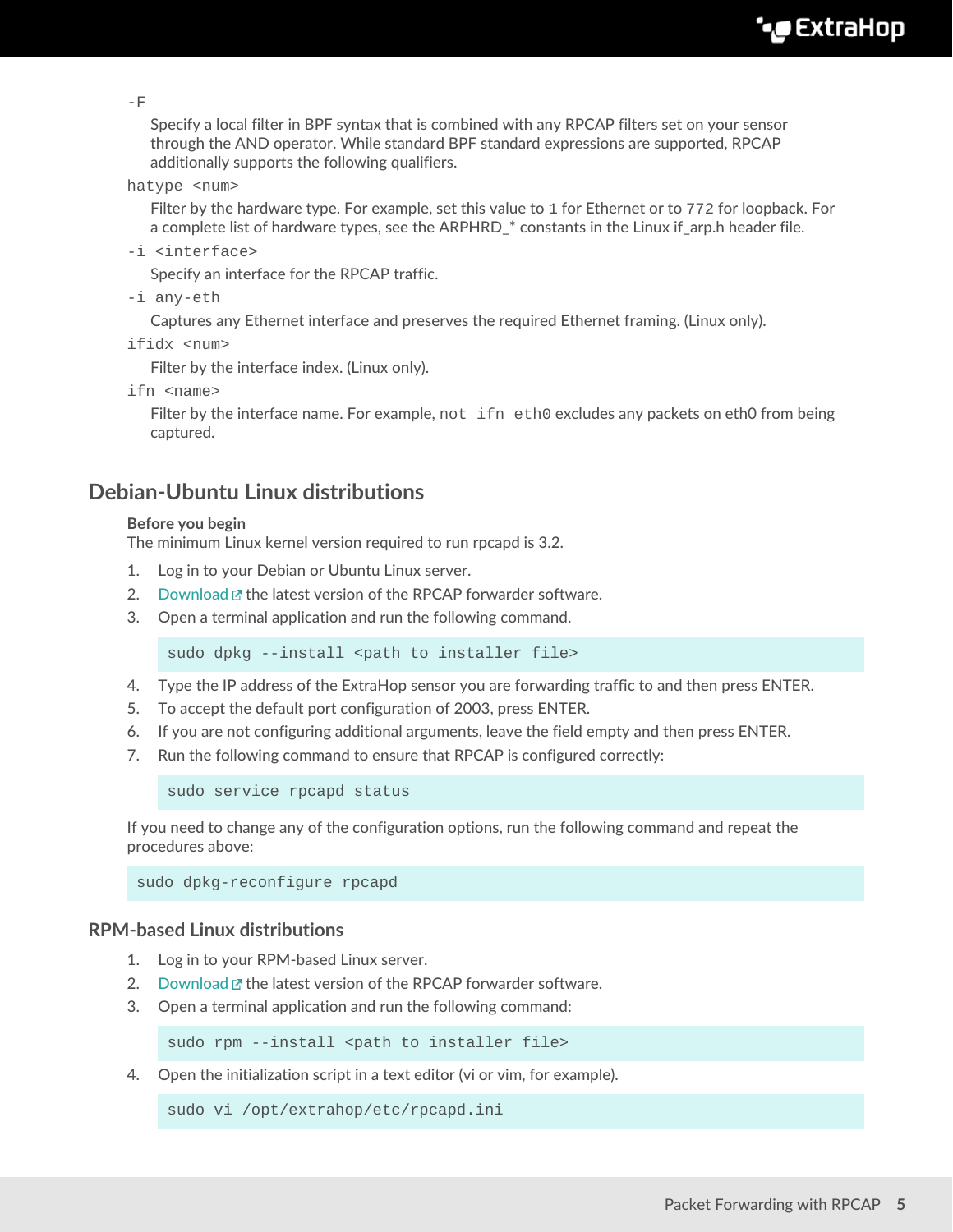`-F`

Specify a local filter in BPF syntax that is combined with any RPCAP filters set on your sensor through the AND operator. While standard BPF standard expressions are supported, RPCAP additionally supports the following qualifiers.

`hatype <num>`

Filter by the hardware type. For example, set this value to `1` for Ethernet or to `772` for loopback. For a complete list of hardware types, see the ARPHRD_* constants in the Linux if_arp.h header file.

`-i <interface>`

Specify an interface for the RPCAP traffic.

`-i any-eth`

Captures any Ethernet interface and preserves the required Ethernet framing. (Linux only).

`ifidx <num>`

Filter by the interface index. (Linux only).

`ifn <name>`

Filter by the interface name. For example, `not ifn eth0` excludes any packets on eth0 from being captured.

## Debian-Ubuntu Linux distributions

**Before you begin**

The minimum Linux kernel version required to run rpcapd is 3.2.

1. Log in to your Debian or Ubuntu Linux server.
2. Download the latest version of the RPCAP forwarder software.
3. Open a terminal application and run the following command.

   ```
   sudo dpkg --install <path to installer file>
   ```

4. Type the IP address of the ExtraHop sensor you are forwarding traffic to and then press ENTER.
5. To accept the default port configuration of 2003, press ENTER.
6. If you are not configuring additional arguments, leave the field empty and then press ENTER.
7. Run the following command to ensure that RPCAP is configured correctly:

   ```
   sudo service rpcapd status
   ```

If you need to change any of the configuration options, run the following command and repeat the procedures above:

```
sudo dpkg-reconfigure rpcapd
```

### RPM-based Linux distributions

1. Log in to your RPM-based Linux server.
2. Download the latest version of the RPCAP forwarder software.
3. Open a terminal application and run the following command:

   ```
   sudo rpm --install <path to installer file>
   ```

4. Open the initialization script in a text editor (vi or vim, for example).

   ```
   sudo vi /opt/extrahop/etc/rpcapd.ini
   ```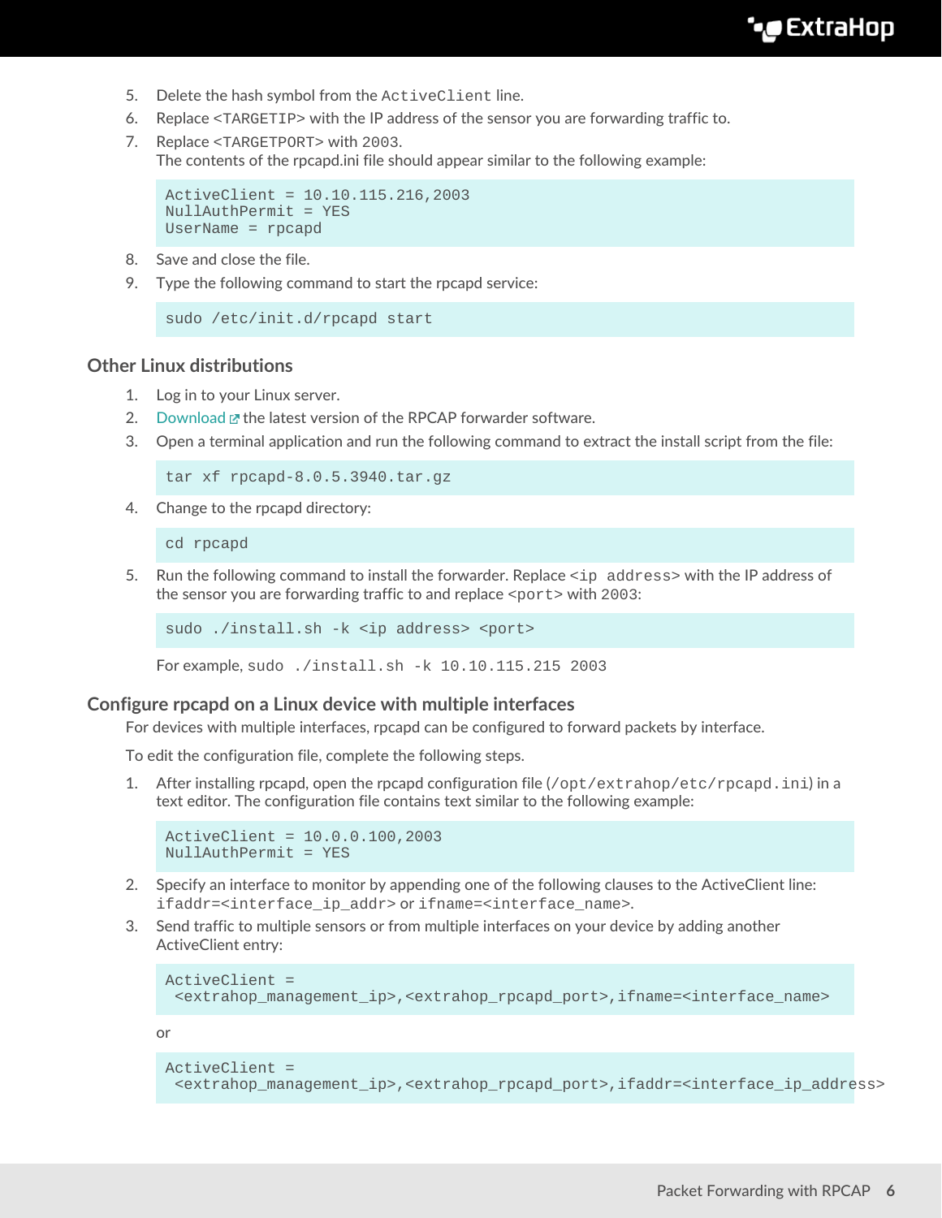5. Delete the hash symbol from the `ActiveClient` line.
6. Replace <TARGETIP> with the IP address of the sensor you are forwarding traffic to.
7. Replace <TARGETPORT> with `2003`.
   The contents of the rpcapd.ini file should appear similar to the following example:

   ```
   ActiveClient = 10.10.115.216,2003
   NullAuthPermit = YES
   UserName = rpcapd
   ```

8. Save and close the file.
9. Type the following command to start the rpcapd service:

   ```
   sudo /etc/init.d/rpcapd start
   ```

### Other Linux distributions

1. Log in to your Linux server.
2. Download the latest version of the RPCAP forwarder software.
3. Open a terminal application and run the following command to extract the install script from the file:

   ```
   tar xf rpcapd-8.0.5.3940.tar.gz
   ```

4. Change to the rpcapd directory:

   ```
   cd rpcapd
   ```

5. Run the following command to install the forwarder. Replace `<ip address>` with the IP address of the sensor you are forwarding traffic to and replace `<port>` with `2003`:

   ```
   sudo ./install.sh -k <ip address> <port>
   ```

   For example, `sudo ./install.sh -k 10.10.115.215 2003`

### Configure rpcapd on a Linux device with multiple interfaces

For devices with multiple interfaces, rpcapd can be configured to forward packets by interface.

To edit the configuration file, complete the following steps.

1. After installing rpcapd, open the rpcapd configuration file (`/opt/extrahop/etc/rpcapd.ini`) in a text editor. The configuration file contains text similar to the following example:

   ```
   ActiveClient = 10.0.0.100,2003
   NullAuthPermit = YES
   ```

2. Specify an interface to monitor by appending one of the following clauses to the ActiveClient line: `ifaddr=<interface_ip_addr>` or `ifname=<interface_name>`.
3. Send traffic to multiple sensors or from multiple interfaces on your device by adding another ActiveClient entry:

   ```
   ActiveClient =
    <extrahop_management_ip>,<extrahop_rpcapd_port>,ifname=<interface_name>
   ```

   or

   ```
   ActiveClient =
    <extrahop_management_ip>,<extrahop_rpcapd_port>,ifaddr=<interface_ip_address>
   ```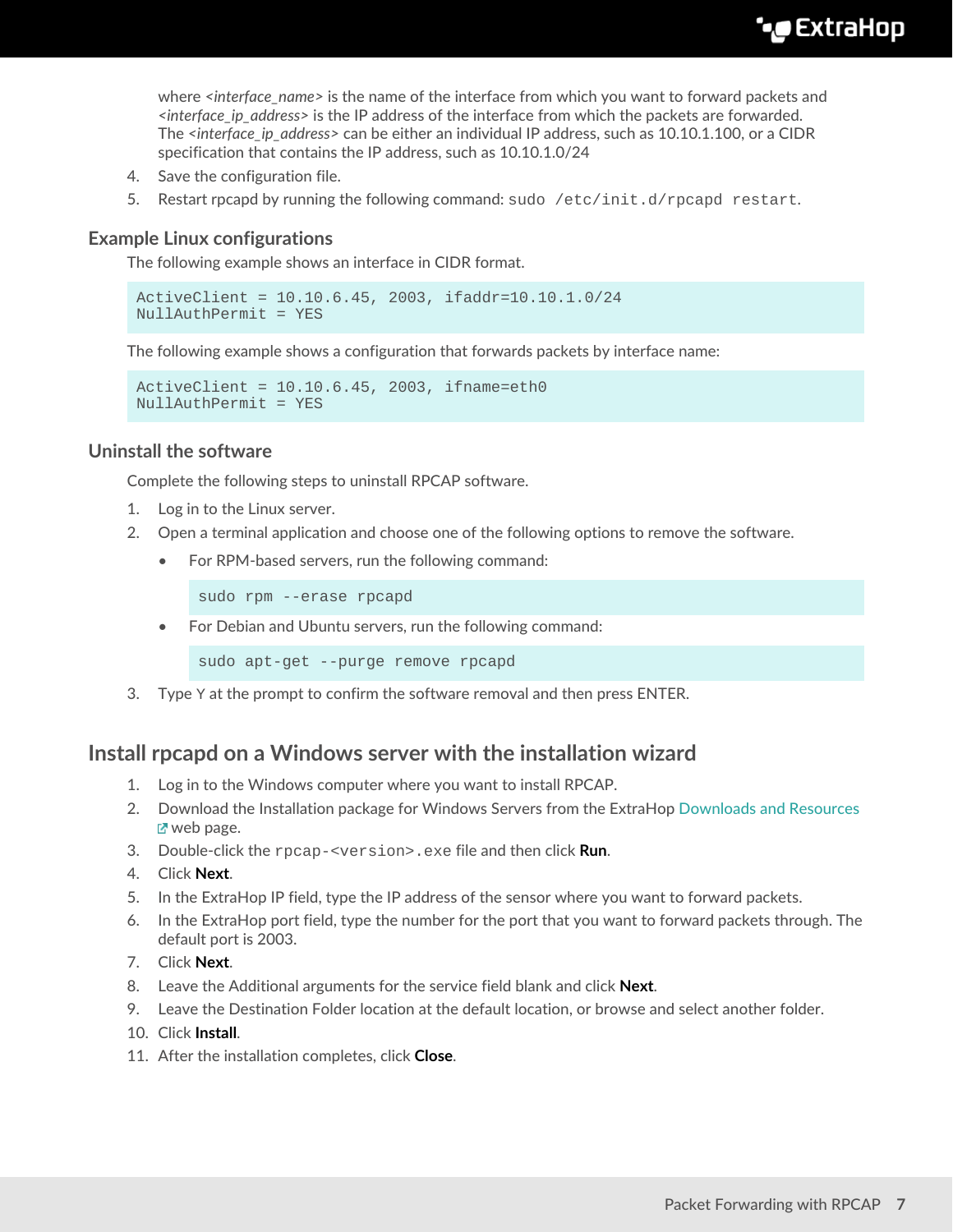where *<interface_name>* is the name of the interface from which you want to forward packets and *<interface_ip_address>* is the IP address of the interface from which the packets are forwarded. The *<interface_ip_address>* can be either an individual IP address, such as 10.10.1.100, or a CIDR specification that contains the IP address, such as 10.10.1.0/24

4. Save the configuration file.
5. Restart rpcapd by running the following command: `sudo /etc/init.d/rpcapd restart`.

### Example Linux configurations

The following example shows an interface in CIDR format.

```
ActiveClient = 10.10.6.45, 2003, ifaddr=10.10.1.0/24
NullAuthPermit = YES
```

The following example shows a configuration that forwards packets by interface name:

```
ActiveClient = 10.10.6.45, 2003, ifname=eth0
NullAuthPermit = YES
```

### Uninstall the software

Complete the following steps to uninstall RPCAP software.

1. Log in to the Linux server.
2. Open a terminal application and choose one of the following options to remove the software.
   - For RPM-based servers, run the following command:

     ```
     sudo rpm --erase rpcapd
     ```

   - For Debian and Ubuntu servers, run the following command:

     ```
     sudo apt-get --purge remove rpcapd
     ```

3. Type `Y` at the prompt to confirm the software removal and then press ENTER.

## Install rpcapd on a Windows server with the installation wizard

1. Log in to the Windows computer where you want to install RPCAP.
2. Download the Installation package for Windows Servers from the ExtraHop Downloads and Resources web page.
3. Double-click the `rpcap-<version>.exe` file and then click **Run**.
4. Click **Next**.
5. In the ExtraHop IP field, type the IP address of the sensor where you want to forward packets.
6. In the ExtraHop port field, type the number for the port that you want to forward packets through. The default port is 2003.
7. Click **Next**.
8. Leave the Additional arguments for the service field blank and click **Next**.
9. Leave the Destination Folder location at the default location, or browse and select another folder.
10. Click **Install**.
11. After the installation completes, click **Close**.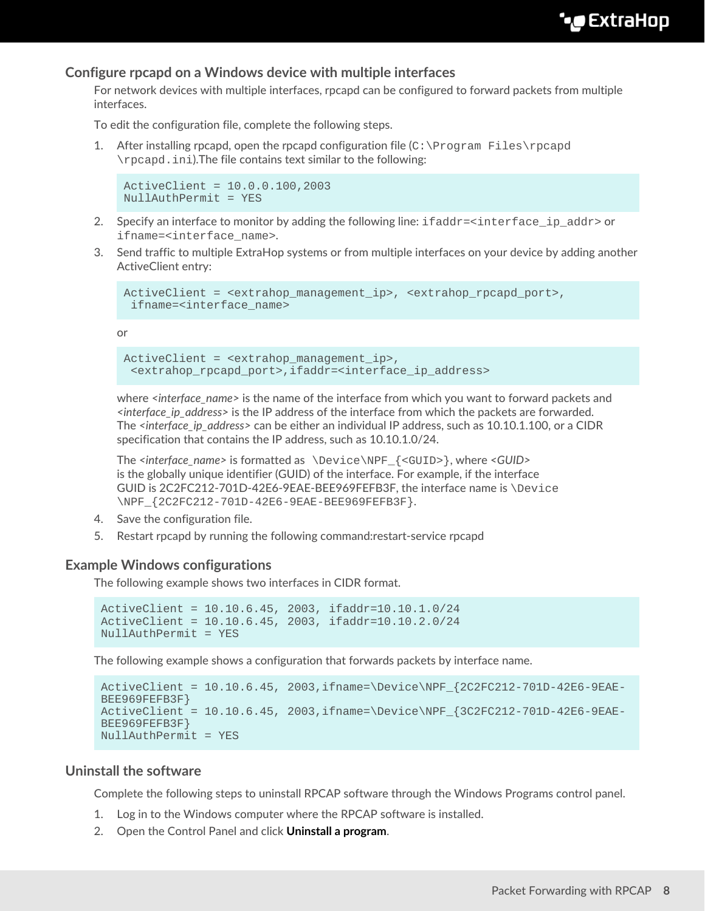## Configure rpcapd on a Windows device with multiple interfaces

For network devices with multiple interfaces, rpcapd can be configured to forward packets from multiple interfaces.

To edit the configuration file, complete the following steps.

1. After installing rpcapd, open the rpcapd configuration file (`C:\Program Files\rpcapd\rpcapd.ini`).The file contains text similar to the following:

   ```
   ActiveClient = 10.0.0.100,2003
   NullAuthPermit = YES
   ```

2. Specify an interface to monitor by adding the following line: `ifaddr=<interface_ip_addr>` or `ifname=<interface_name>`.
3. Send traffic to multiple ExtraHop systems or from multiple interfaces on your device by adding another ActiveClient entry:

   ```
   ActiveClient = <extrahop_management_ip>, <extrahop_rpcapd_port>,
    ifname=<interface_name>
   ```

   or

   ```
   ActiveClient = <extrahop_management_ip>,
    <extrahop_rpcapd_port>,ifaddr=<interface_ip_address>
   ```

   where *<interface_name>* is the name of the interface from which you want to forward packets and *<interface_ip_address>* is the IP address of the interface from which the packets are forwarded. The *<interface_ip_address>* can be either an individual IP address, such as 10.10.1.100, or a CIDR specification that contains the IP address, such as 10.10.1.0/24.

   The *<interface_name>* is formatted as `\Device\NPF_{<GUID>}`, where *<GUID>* is the globally unique identifier (GUID) of the interface. For example, if the interface GUID is 2C2FC212-701D-42E6-9EAE-BEE969FEFB3F, the interface name is `\Device\NPF_{2C2FC212-701D-42E6-9EAE-BEE969FEFB3F}`.

4. Save the configuration file.
5. Restart rpcapd by running the following command:restart-service rpcapd

## Example Windows configurations

The following example shows two interfaces in CIDR format.

```
ActiveClient = 10.10.6.45, 2003, ifaddr=10.10.1.0/24
ActiveClient = 10.10.6.45, 2003, ifaddr=10.10.2.0/24
NullAuthPermit = YES
```

The following example shows a configuration that forwards packets by interface name.

```
ActiveClient = 10.10.6.45, 2003,ifname=\Device\NPF_{2C2FC212-701D-42E6-9EAE-
BEE969FEFB3F}
ActiveClient = 10.10.6.45, 2003,ifname=\Device\NPF_{3C2FC212-701D-42E6-9EAE-
BEE969FEFB3F}
NullAuthPermit = YES
```

## Uninstall the software

Complete the following steps to uninstall RPCAP software through the Windows Programs control panel.

1. Log in to the Windows computer where the RPCAP software is installed.
2. Open the Control Panel and click **Uninstall a program**.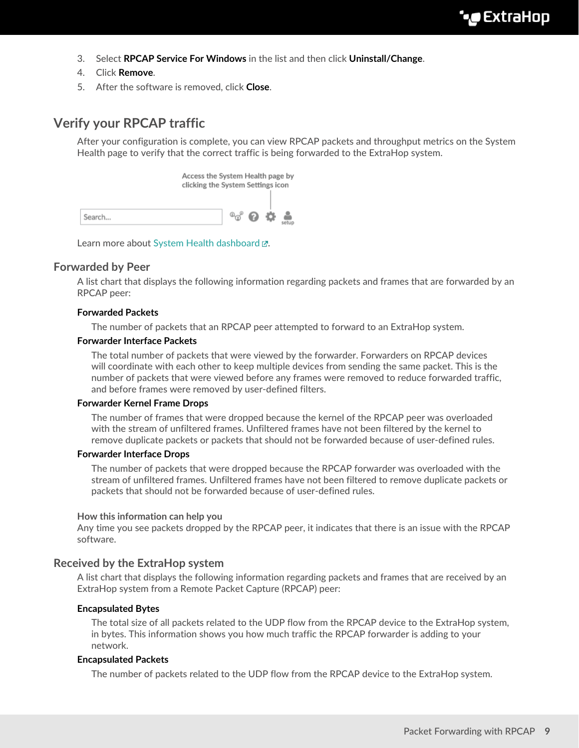3. Select **RPCAP Service For Windows** in the list and then click **Uninstall/Change**.
4. Click **Remove**.
5. After the software is removed, click **Close**.

## Verify your RPCAP traffic

After your configuration is complete, you can view RPCAP packets and throughput metrics on the System Health page to verify that the correct traffic is being forwarded to the ExtraHop system.

Access the System Health page by clicking the System Settings icon

Learn more about System Health dashboard.

### Forwarded by Peer

A list chart that displays the following information regarding packets and frames that are forwarded by an RPCAP peer:

**Forwarded Packets**

The number of packets that an RPCAP peer attempted to forward to an ExtraHop system.

**Forwarder Interface Packets**

The total number of packets that were viewed by the forwarder. Forwarders on RPCAP devices will coordinate with each other to keep multiple devices from sending the same packet. This is the number of packets that were viewed before any frames were removed to reduce forwarded traffic, and before frames were removed by user-defined filters.

**Forwarder Kernel Frame Drops**

The number of frames that were dropped because the kernel of the RPCAP peer was overloaded with the stream of unfiltered frames. Unfiltered frames have not been filtered by the kernel to remove duplicate packets or packets that should not be forwarded because of user-defined rules.

**Forwarder Interface Drops**

The number of packets that were dropped because the RPCAP forwarder was overloaded with the stream of unfiltered frames. Unfiltered frames have not been filtered to remove duplicate packets or packets that should not be forwarded because of user-defined rules.

**How this information can help you**

Any time you see packets dropped by the RPCAP peer, it indicates that there is an issue with the RPCAP software.

### Received by the ExtraHop system

A list chart that displays the following information regarding packets and frames that are received by an ExtraHop system from a Remote Packet Capture (RPCAP) peer:

**Encapsulated Bytes**

The total size of all packets related to the UDP flow from the RPCAP device to the ExtraHop system, in bytes. This information shows you how much traffic the RPCAP forwarder is adding to your network.

**Encapsulated Packets**

The number of packets related to the UDP flow from the RPCAP device to the ExtraHop system.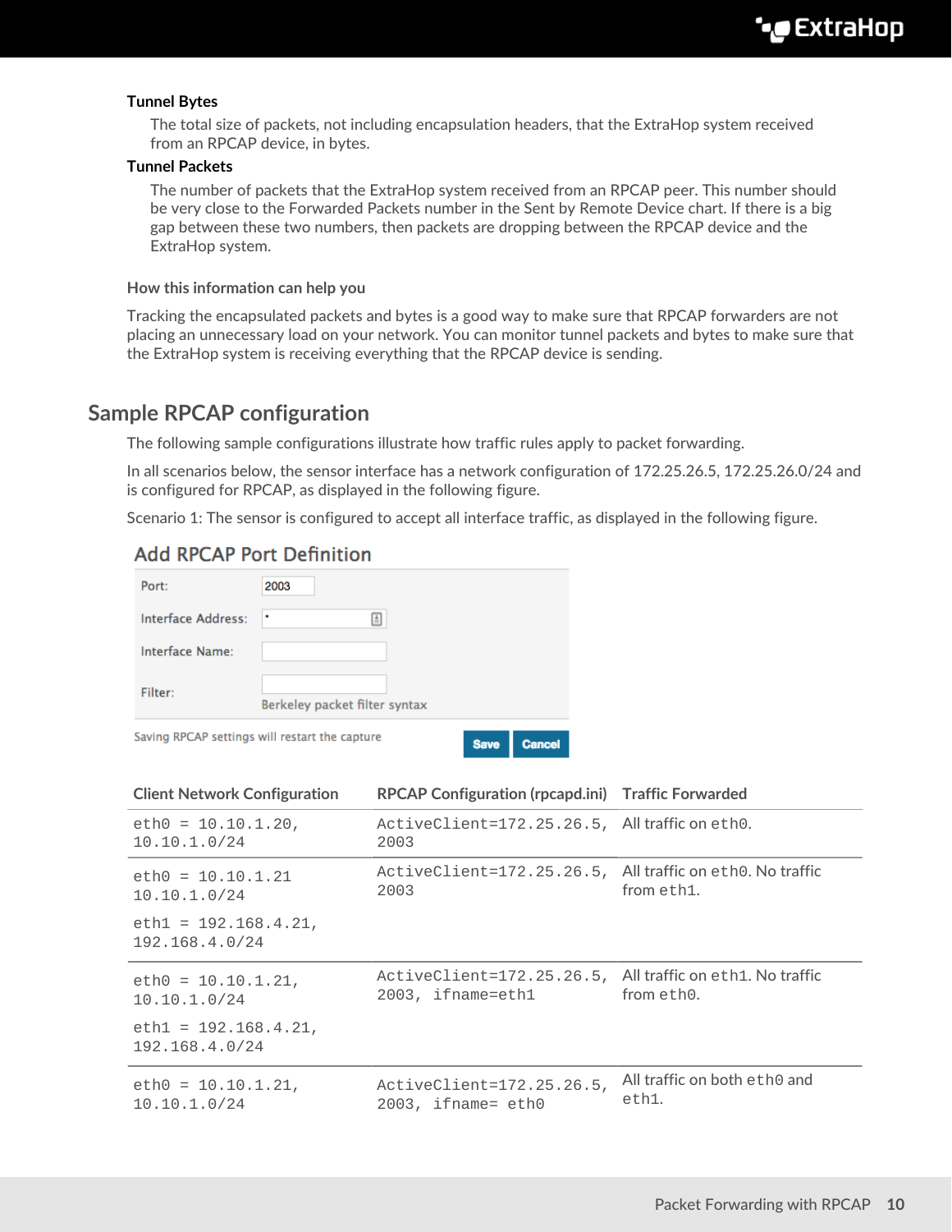**Tunnel Bytes**

The total size of packets, not including encapsulation headers, that the ExtraHop system received from an RPCAP device, in bytes.

**Tunnel Packets**

The number of packets that the ExtraHop system received from an RPCAP peer. This number should be very close to the Forwarded Packets number in the Sent by Remote Device chart. If there is a big gap between these two numbers, then packets are dropping between the RPCAP device and the ExtraHop system.

#### How this information can help you

Tracking the encapsulated packets and bytes is a good way to make sure that RPCAP forwarders are not placing an unnecessary load on your network. You can monitor tunnel packets and bytes to make sure that the ExtraHop system is receiving everything that the RPCAP device is sending.

## Sample RPCAP configuration

The following sample configurations illustrate how traffic rules apply to packet forwarding.

In all scenarios below, the sensor interface has a network configuration of 172.25.26.5, 172.25.26.0/24 and is configured for RPCAP, as displayed in the following figure.

Scenario 1: The sensor is configured to accept all interface traffic, as displayed in the following figure.

### Add RPCAP Port Definition

| | |
|---|---|
| Port: | 2003 |
| Interface Address: | * |
| Interface Name: | |
| Filter: | Berkeley packet filter syntax |

Saving RPCAP settings will restart the capture

Save Cancel

| Client Network Configuration | RPCAP Configuration (rpcapd.ini) | Traffic Forwarded |
|---|---|---|
| `eth0 = 10.10.1.20, 10.10.1.0/24` | `ActiveClient=172.25.26.5, 2003` | All traffic on `eth0`. |
| `eth0 = 10.10.1.21 10.10.1.0/24`<br>`eth1 = 192.168.4.21, 192.168.4.0/24` | `ActiveClient=172.25.26.5, 2003` | All traffic on `eth0`. No traffic from `eth1`. |
| `eth0 = 10.10.1.21, 10.10.1.0/24`<br>`eth1 = 192.168.4.21, 192.168.4.0/24` | `ActiveClient=172.25.26.5, 2003, ifname=eth1` | All traffic on `eth1`. No traffic from `eth0`. |
| `eth0 = 10.10.1.21, 10.10.1.0/24` | `ActiveClient=172.25.26.5, 2003, ifname= eth0` | All traffic on both `eth0` and `eth1`. |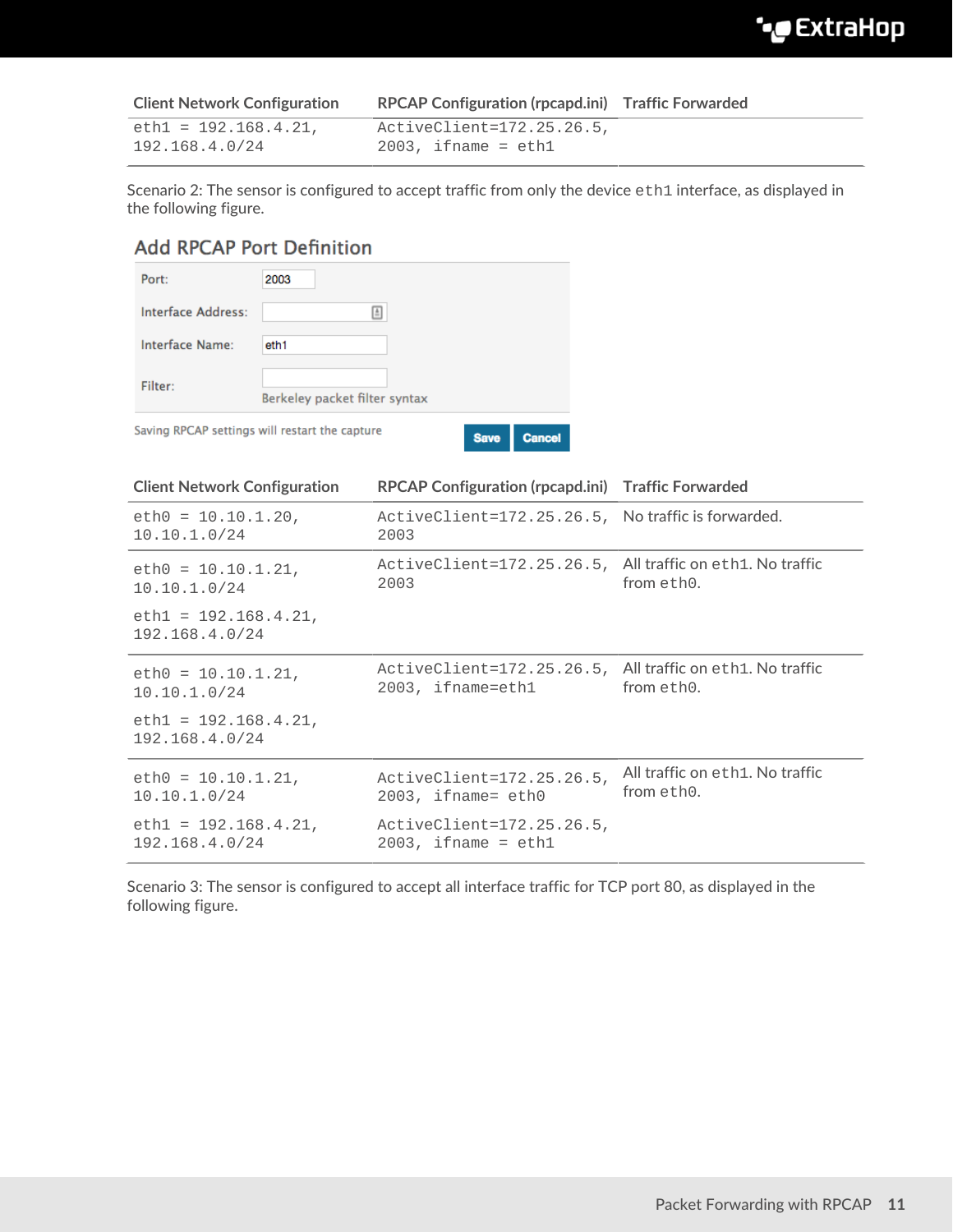| Client Network Configuration | RPCAP Configuration (rpcapd.ini) | Traffic Forwarded |
|---|---|---|
| `eth1 = 192.168.4.21, 192.168.4.0/24` | `ActiveClient=172.25.26.5, 2003, ifname = eth1` | |

Scenario 2: The sensor is configured to accept traffic from only the device `eth1` interface, as displayed in the following figure.

**Add RPCAP Port Definition**

| | |
|---|---|
| Port: | 2003 |
| Interface Address: | |
| Interface Name: | eth1 |
| Filter: | Berkeley packet filter syntax |

Saving RPCAP settings will restart the capture

Save | Cancel

| Client Network Configuration | RPCAP Configuration (rpcapd.ini) | Traffic Forwarded |
|---|---|---|
| `eth0 = 10.10.1.20, 10.10.1.0/24` | `ActiveClient=172.25.26.5, 2003` | No traffic is forwarded. |
| `eth0 = 10.10.1.21, 10.10.1.0/24`<br>`eth1 = 192.168.4.21, 192.168.4.0/24` | `ActiveClient=172.25.26.5, 2003` | All traffic on `eth1`. No traffic from `eth0`. |
| `eth0 = 10.10.1.21, 10.10.1.0/24`<br>`eth1 = 192.168.4.21, 192.168.4.0/24` | `ActiveClient=172.25.26.5, 2003, ifname=eth1` | All traffic on `eth1`. No traffic from `eth0`. |
| `eth0 = 10.10.1.21, 10.10.1.0/24`<br>`eth1 = 192.168.4.21, 192.168.4.0/24` | `ActiveClient=172.25.26.5, 2003, ifname= eth0`<br>`ActiveClient=172.25.26.5, 2003, ifname = eth1` | All traffic on `eth1`. No traffic from `eth0`. |

Scenario 3: The sensor is configured to accept all interface traffic for TCP port 80, as displayed in the following figure.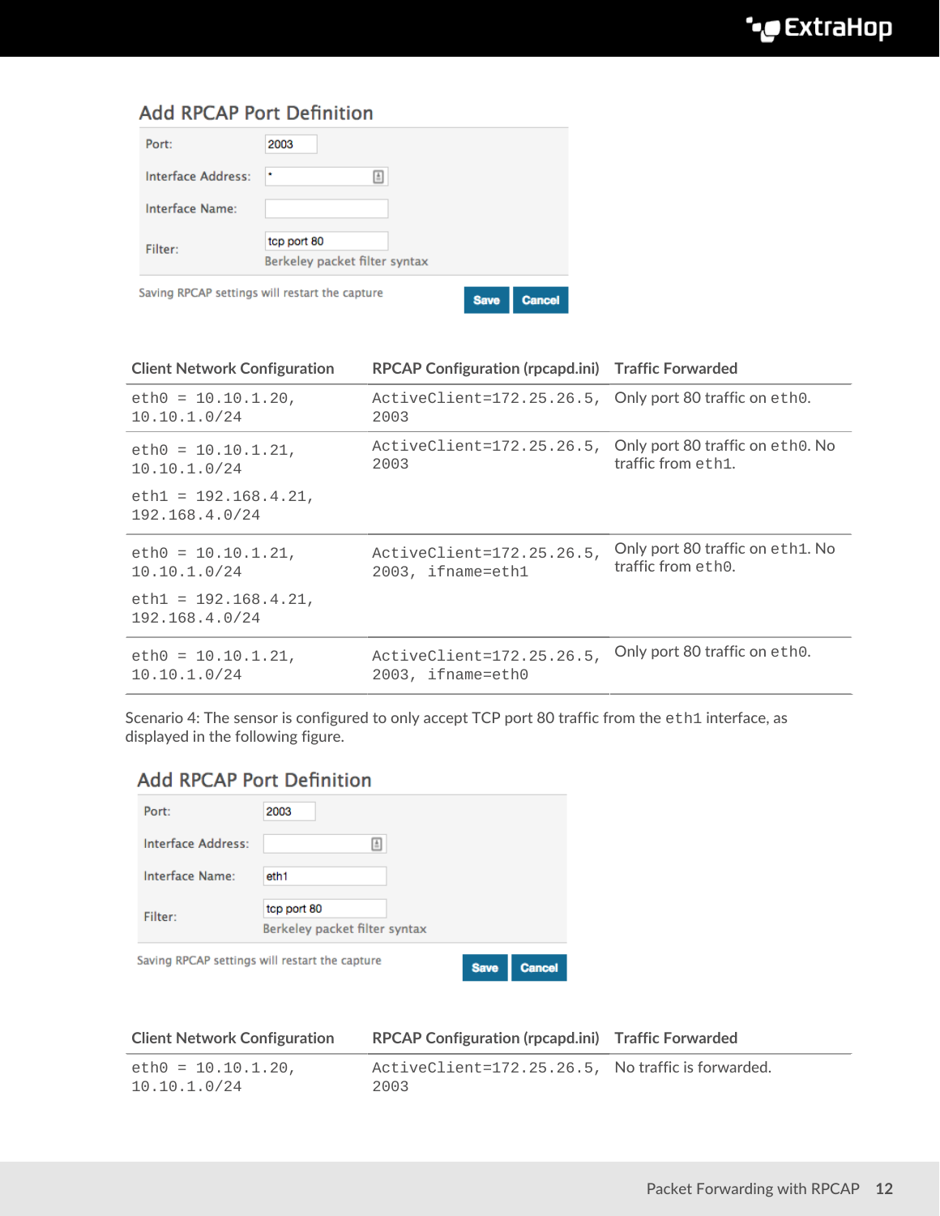### Add RPCAP Port Definition

| | |
|---|---|
| Port: | 2003 |
| Interface Address: | * |
| Interface Name: | |
| Filter: | tcp port 80<br>Berkeley packet filter syntax |

Saving RPCAP settings will restart the capture

Save Cancel

| Client Network Configuration | RPCAP Configuration (rpcapd.ini) | Traffic Forwarded |
|---|---|---|
| `eth0 = 10.10.1.20, 10.10.1.0/24` | `ActiveClient=172.25.26.5, 2003` | Only port 80 traffic on `eth0`. |
| `eth0 = 10.10.1.21, 10.10.1.0/24`<br>`eth1 = 192.168.4.21, 192.168.4.0/24` | `ActiveClient=172.25.26.5, 2003` | Only port 80 traffic on `eth0`. No traffic from `eth1`. |
| `eth0 = 10.10.1.21, 10.10.1.0/24`<br>`eth1 = 192.168.4.21, 192.168.4.0/24` | `ActiveClient=172.25.26.5, 2003, ifname=eth1` | Only port 80 traffic on `eth1`. No traffic from `eth0`. |
| `eth0 = 10.10.1.21, 10.10.1.0/24` | `ActiveClient=172.25.26.5, 2003, ifname=eth0` | Only port 80 traffic on `eth0`. |

Scenario 4: The sensor is configured to only accept TCP port 80 traffic from the `eth1` interface, as displayed in the following figure.

### Add RPCAP Port Definition

| | |
|---|---|
| Port: | 2003 |
| Interface Address: | |
| Interface Name: | eth1 |
| Filter: | tcp port 80<br>Berkeley packet filter syntax |

Saving RPCAP settings will restart the capture

Save Cancel

| Client Network Configuration | RPCAP Configuration (rpcapd.ini) | Traffic Forwarded |
|---|---|---|
| `eth0 = 10.10.1.20, 10.10.1.0/24` | `ActiveClient=172.25.26.5, 2003` | No traffic is forwarded. |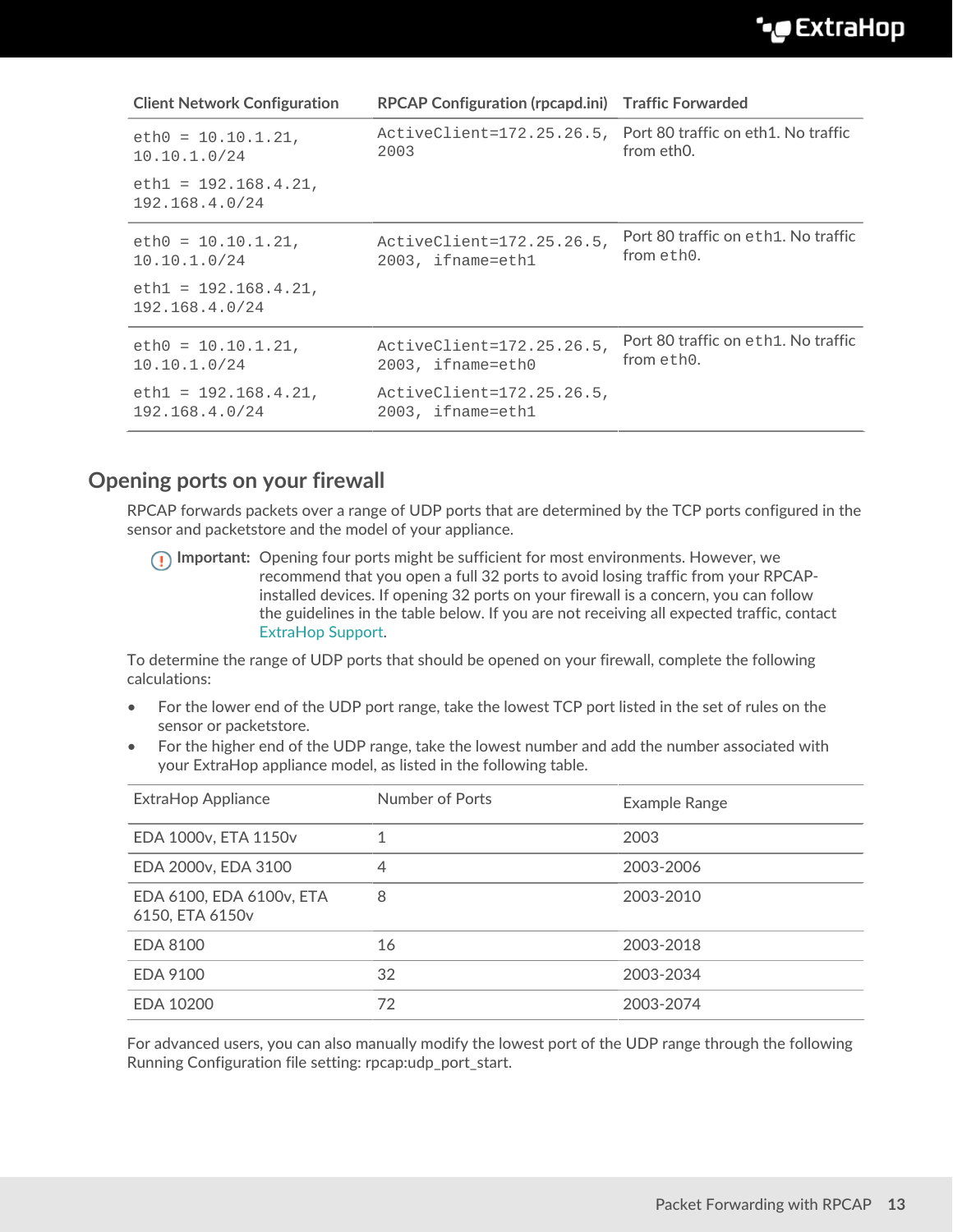| Client Network Configuration | RPCAP Configuration (rpcapd.ini) | Traffic Forwarded |
| --- | --- | --- |
| `eth0 = 10.10.1.21, 10.10.1.0/24`<br>`eth1 = 192.168.4.21, 192.168.4.0/24` | `ActiveClient=172.25.26.5, 2003` | Port 80 traffic on eth1. No traffic from eth0. |
| `eth0 = 10.10.1.21, 10.10.1.0/24`<br>`eth1 = 192.168.4.21, 192.168.4.0/24` | `ActiveClient=172.25.26.5, 2003, ifname=eth1` | Port 80 traffic on `eth1`. No traffic from `eth0`. |
| `eth0 = 10.10.1.21, 10.10.1.0/24`<br>`eth1 = 192.168.4.21, 192.168.4.0/24` | `ActiveClient=172.25.26.5, 2003, ifname=eth0`<br>`ActiveClient=172.25.26.5, 2003, ifname=eth1` | Port 80 traffic on `eth1`. No traffic from `eth0`. |

## Opening ports on your firewall

RPCAP forwards packets over a range of UDP ports that are determined by the TCP ports configured in the sensor and packetstore and the model of your appliance.

> **Important:** Opening four ports might be sufficient for most environments. However, we recommend that you open a full 32 ports to avoid losing traffic from your RPCAP-installed devices. If opening 32 ports on your firewall is a concern, you can follow the guidelines in the table below. If you are not receiving all expected traffic, contact ExtraHop Support.

To determine the range of UDP ports that should be opened on your firewall, complete the following calculations:

- For the lower end of the UDP port range, take the lowest TCP port listed in the set of rules on the sensor or packetstore.
- For the higher end of the UDP range, take the lowest number and add the number associated with your ExtraHop appliance model, as listed in the following table.

| ExtraHop Appliance | Number of Ports | Example Range |
| --- | --- | --- |
| EDA 1000v, ETA 1150v | 1 | 2003 |
| EDA 2000v, EDA 3100 | 4 | 2003-2006 |
| EDA 6100, EDA 6100v, ETA 6150, ETA 6150v | 8 | 2003-2010 |
| EDA 8100 | 16 | 2003-2018 |
| EDA 9100 | 32 | 2003-2034 |
| EDA 10200 | 72 | 2003-2074 |

For advanced users, you can also manually modify the lowest port of the UDP range through the following Running Configuration file setting: rpcap:udp_port_start.